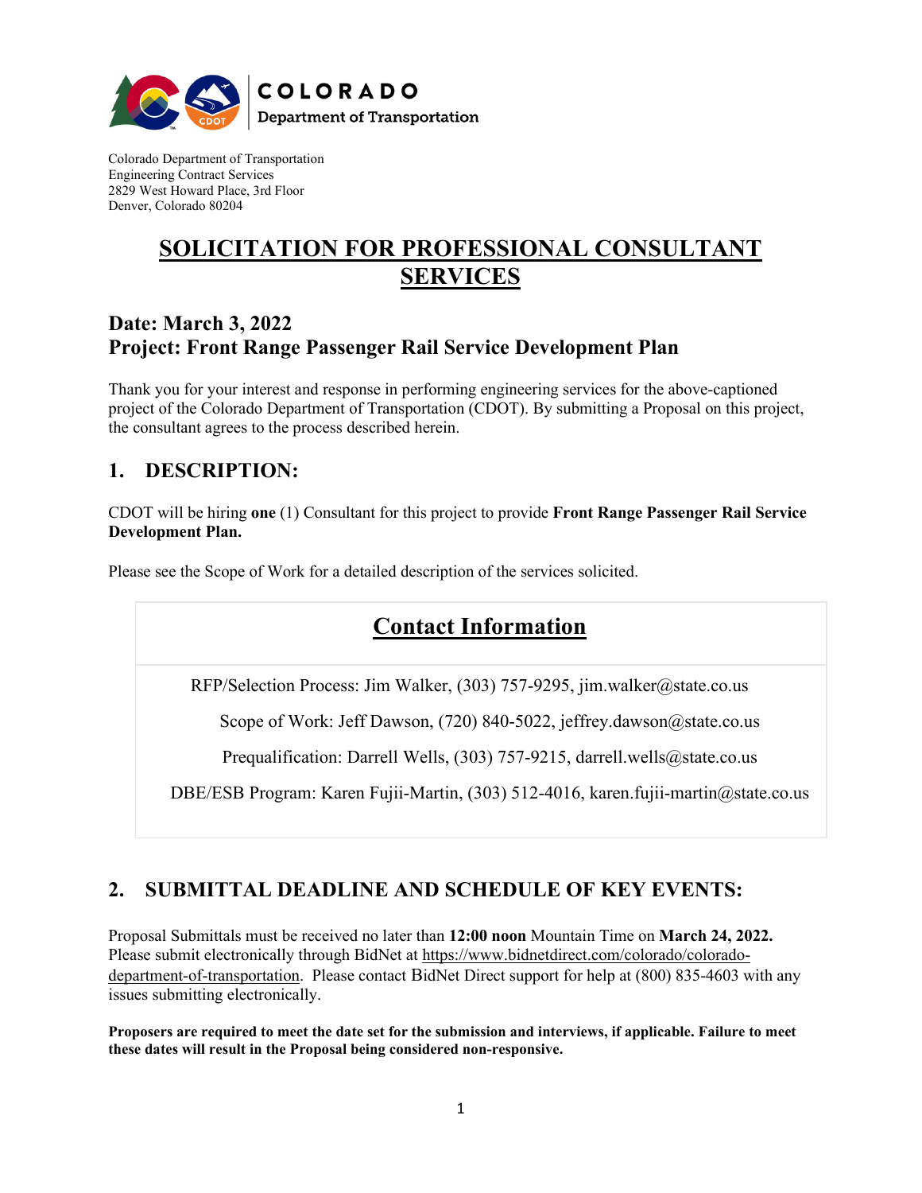COLORADO
Department of Transportation

Colorado Department of Transportation
Engineering Contract Services
2829 West Howard Place, 3rd Floor
Denver, Colorado 80204

# SOLICITATION FOR PROFESSIONAL CONSULTANT SERVICES

## Date: March 3, 2022
## Project: Front Range Passenger Rail Service Development Plan

Thank you for your interest and response in performing engineering services for the above-captioned project of the Colorado Department of Transportation (CDOT). By submitting a Proposal on this project, the consultant agrees to the process described herein.

## 1. DESCRIPTION:

CDOT will be hiring **one** (1) Consultant for this project to provide **Front Range Passenger Rail Service Development Plan.**

Please see the Scope of Work for a detailed description of the services solicited.

| Contact Information |
| --- |
| RFP/Selection Process: Jim Walker, (303) 757-9295, jim.walker@state.co.us |
| Scope of Work: Jeff Dawson, (720) 840-5022, jeffrey.dawson@state.co.us |
| Prequalification: Darrell Wells, (303) 757-9215, darrell.wells@state.co.us |
| DBE/ESB Program: Karen Fujii-Martin, (303) 512-4016, karen.fujii-martin@state.co.us |

## 2. SUBMITTAL DEADLINE AND SCHEDULE OF KEY EVENTS:

Proposal Submittals must be received no later than **12:00 noon** Mountain Time on **March 24, 2022.** Please submit electronically through BidNet at https://www.bidnetdirect.com/colorado/colorado-department-of-transportation. Please contact BidNet Direct support for help at (800) 835-4603 with any issues submitting electronically.

**Proposers are required to meet the date set for the submission and interviews, if applicable. Failure to meet these dates will result in the Proposal being considered non-responsive.**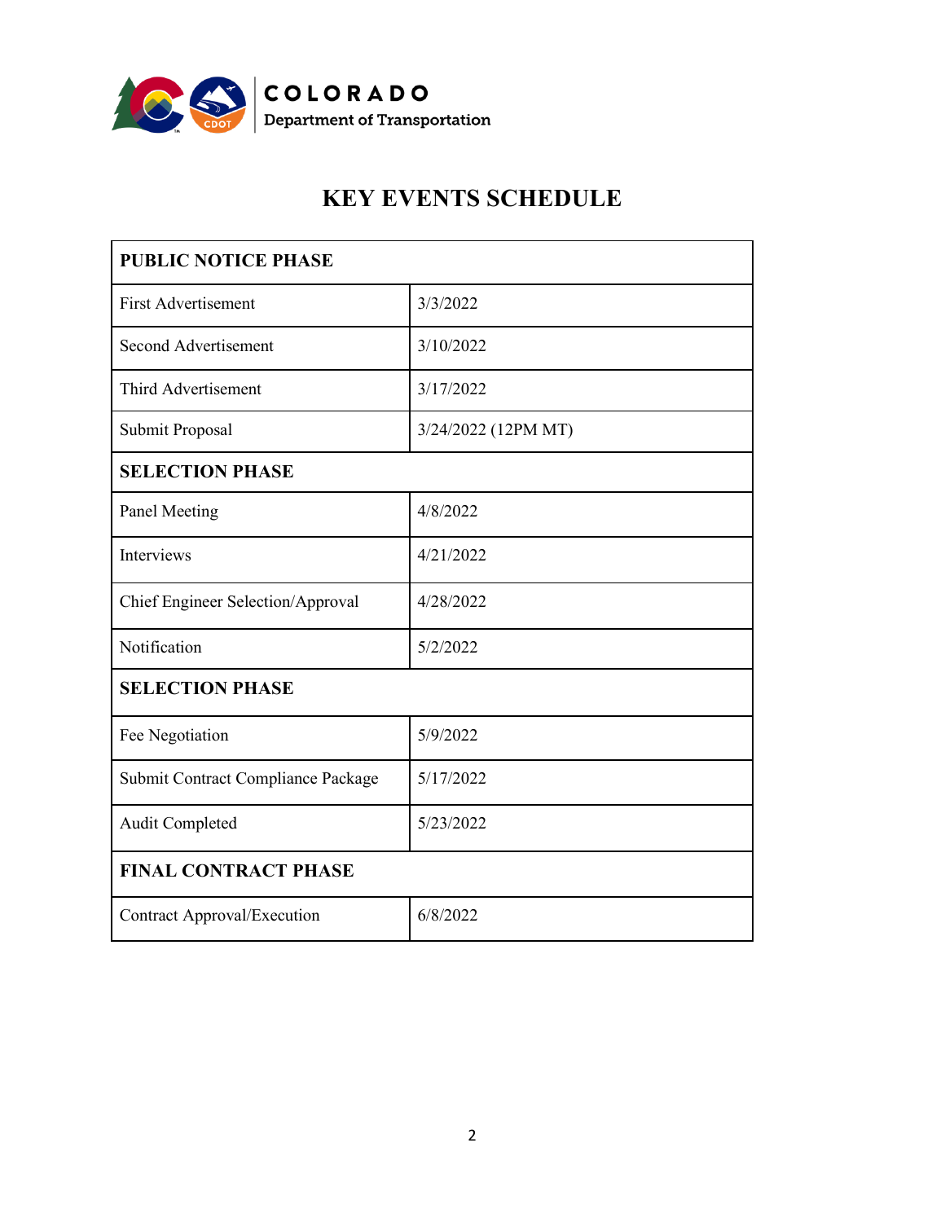COLORADO
Department of Transportation

# KEY EVENTS SCHEDULE

| **PUBLIC NOTICE PHASE** | |
|---|---|
| First Advertisement | 3/3/2022 |
| Second Advertisement | 3/10/2022 |
| Third Advertisement | 3/17/2022 |
| Submit Proposal | 3/24/2022 (12PM MT) |
| **SELECTION PHASE** | |
| Panel Meeting | 4/8/2022 |
| Interviews | 4/21/2022 |
| Chief Engineer Selection/Approval | 4/28/2022 |
| Notification | 5/2/2022 |
| **SELECTION PHASE** | |
| Fee Negotiation | 5/9/2022 |
| Submit Contract Compliance Package | 5/17/2022 |
| Audit Completed | 5/23/2022 |
| **FINAL CONTRACT PHASE** | |
| Contract Approval/Execution | 6/8/2022 |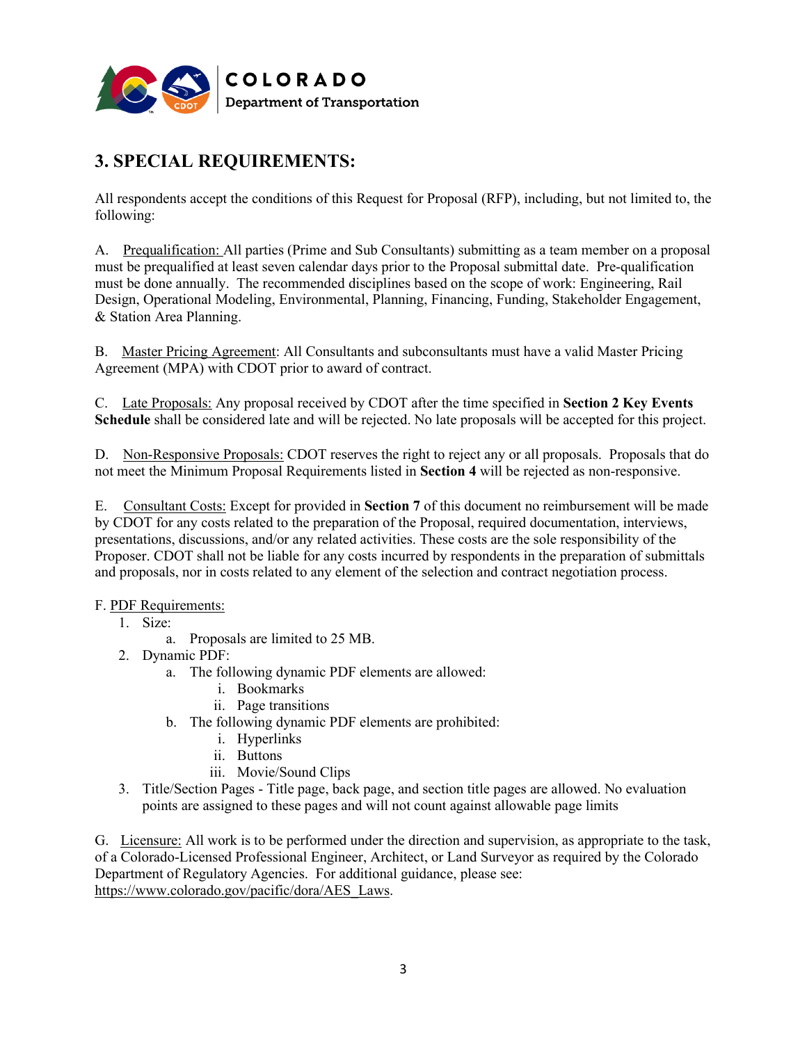## 3. SPECIAL REQUIREMENTS:

All respondents accept the conditions of this Request for Proposal (RFP), including, but not limited to, the following:

A. Prequalification: All parties (Prime and Sub Consultants) submitting as a team member on a proposal must be prequalified at least seven calendar days prior to the Proposal submittal date. Pre-qualification must be done annually. The recommended disciplines based on the scope of work: Engineering, Rail Design, Operational Modeling, Environmental, Planning, Financing, Funding, Stakeholder Engagement, & Station Area Planning.

B. Master Pricing Agreement: All Consultants and subconsultants must have a valid Master Pricing Agreement (MPA) with CDOT prior to award of contract.

C. Late Proposals: Any proposal received by CDOT after the time specified in **Section 2 Key Events Schedule** shall be considered late and will be rejected. No late proposals will be accepted for this project.

D. Non-Responsive Proposals: CDOT reserves the right to reject any or all proposals. Proposals that do not meet the Minimum Proposal Requirements listed in **Section 4** will be rejected as non-responsive.

E. Consultant Costs: Except for provided in **Section 7** of this document no reimbursement will be made by CDOT for any costs related to the preparation of the Proposal, required documentation, interviews, presentations, discussions, and/or any related activities. These costs are the sole responsibility of the Proposer. CDOT shall not be liable for any costs incurred by respondents in the preparation of submittals and proposals, nor in costs related to any element of the selection and contract negotiation process.

F. PDF Requirements:

1. Size:
   a. Proposals are limited to 25 MB.
2. Dynamic PDF:
   a. The following dynamic PDF elements are allowed:
      i. Bookmarks
      ii. Page transitions
   b. The following dynamic PDF elements are prohibited:
      i. Hyperlinks
      ii. Buttons
      iii. Movie/Sound Clips
3. Title/Section Pages - Title page, back page, and section title pages are allowed. No evaluation points are assigned to these pages and will not count against allowable page limits

G. Licensure: All work is to be performed under the direction and supervision, as appropriate to the task, of a Colorado-Licensed Professional Engineer, Architect, or Land Surveyor as required by the Colorado Department of Regulatory Agencies. For additional guidance, please see: https://www.colorado.gov/pacific/dora/AES_Laws.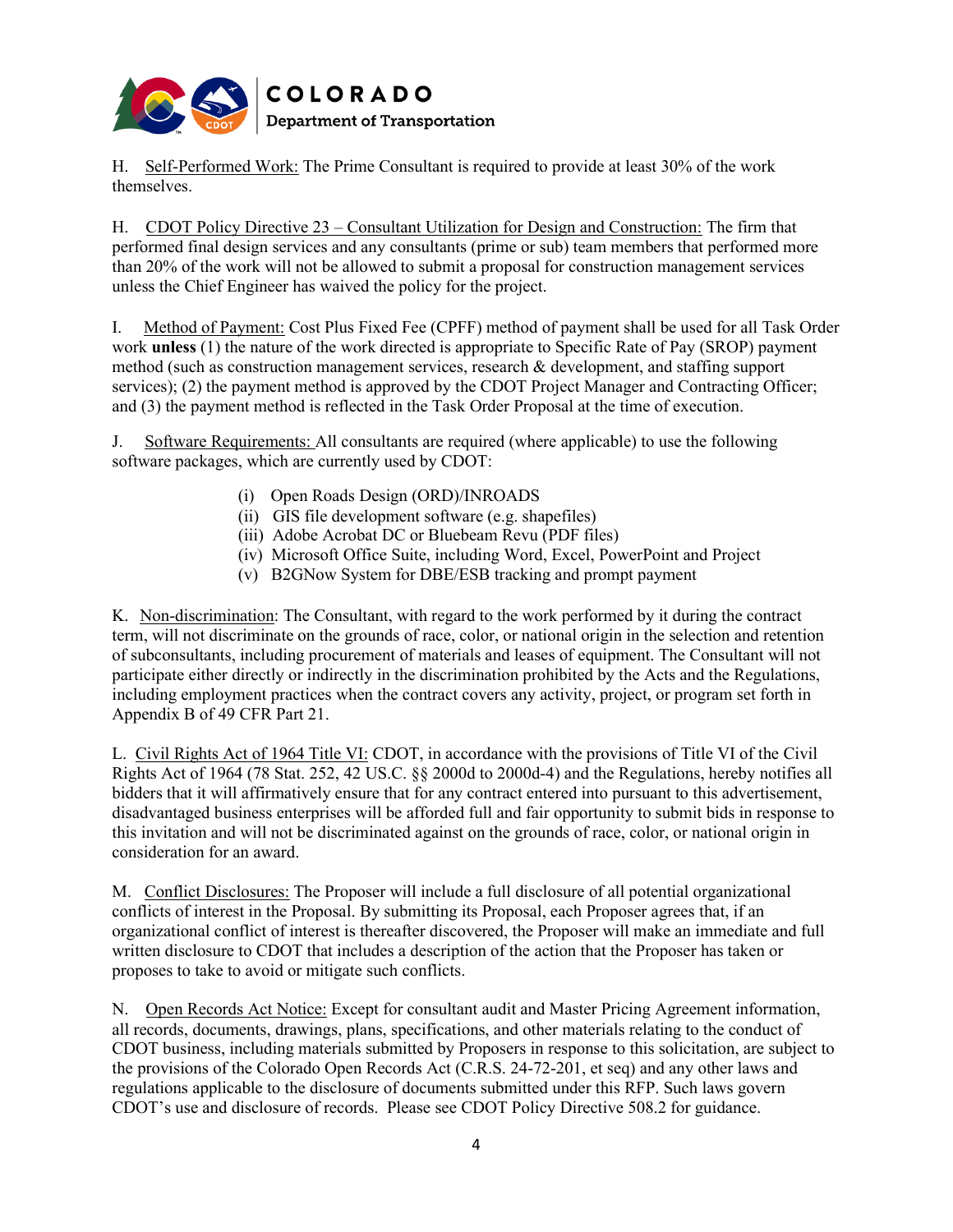H. Self-Performed Work: The Prime Consultant is required to provide at least 30% of the work themselves.

H. CDOT Policy Directive 23 – Consultant Utilization for Design and Construction: The firm that performed final design services and any consultants (prime or sub) team members that performed more than 20% of the work will not be allowed to submit a proposal for construction management services unless the Chief Engineer has waived the policy for the project.

I. Method of Payment: Cost Plus Fixed Fee (CPFF) method of payment shall be used for all Task Order work **unless** (1) the nature of the work directed is appropriate to Specific Rate of Pay (SROP) payment method (such as construction management services, research & development, and staffing support services); (2) the payment method is approved by the CDOT Project Manager and Contracting Officer; and (3) the payment method is reflected in the Task Order Proposal at the time of execution.

J. Software Requirements: All consultants are required (where applicable) to use the following software packages, which are currently used by CDOT:

(i) Open Roads Design (ORD)/INROADS
(ii) GIS file development software (e.g. shapefiles)
(iii) Adobe Acrobat DC or Bluebeam Revu (PDF files)
(iv) Microsoft Office Suite, including Word, Excel, PowerPoint and Project
(v) B2GNow System for DBE/ESB tracking and prompt payment

K. Non-discrimination: The Consultant, with regard to the work performed by it during the contract term, will not discriminate on the grounds of race, color, or national origin in the selection and retention of subconsultants, including procurement of materials and leases of equipment. The Consultant will not participate either directly or indirectly in the discrimination prohibited by the Acts and the Regulations, including employment practices when the contract covers any activity, project, or program set forth in Appendix B of 49 CFR Part 21.

L. Civil Rights Act of 1964 Title VI: CDOT, in accordance with the provisions of Title VI of the Civil Rights Act of 1964 (78 Stat. 252, 42 US.C. §§ 2000d to 2000d-4) and the Regulations, hereby notifies all bidders that it will affirmatively ensure that for any contract entered into pursuant to this advertisement, disadvantaged business enterprises will be afforded full and fair opportunity to submit bids in response to this invitation and will not be discriminated against on the grounds of race, color, or national origin in consideration for an award.

M. Conflict Disclosures: The Proposer will include a full disclosure of all potential organizational conflicts of interest in the Proposal. By submitting its Proposal, each Proposer agrees that, if an organizational conflict of interest is thereafter discovered, the Proposer will make an immediate and full written disclosure to CDOT that includes a description of the action that the Proposer has taken or proposes to take to avoid or mitigate such conflicts.

N. Open Records Act Notice: Except for consultant audit and Master Pricing Agreement information, all records, documents, drawings, plans, specifications, and other materials relating to the conduct of CDOT business, including materials submitted by Proposers in response to this solicitation, are subject to the provisions of the Colorado Open Records Act (C.R.S. 24-72-201, et seq) and any other laws and regulations applicable to the disclosure of documents submitted under this RFP. Such laws govern CDOT's use and disclosure of records. Please see CDOT Policy Directive 508.2 for guidance.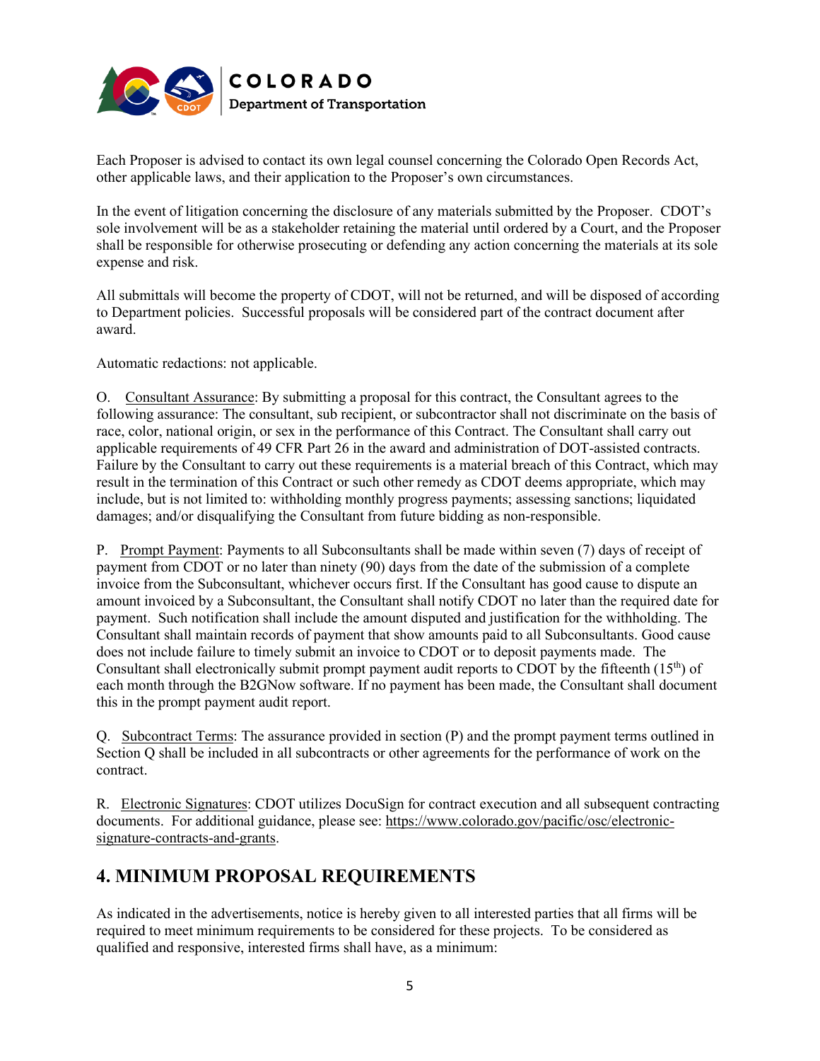Each Proposer is advised to contact its own legal counsel concerning the Colorado Open Records Act, other applicable laws, and their application to the Proposer's own circumstances.

In the event of litigation concerning the disclosure of any materials submitted by the Proposer. CDOT's sole involvement will be as a stakeholder retaining the material until ordered by a Court, and the Proposer shall be responsible for otherwise prosecuting or defending any action concerning the materials at its sole expense and risk.

All submittals will become the property of CDOT, will not be returned, and will be disposed of according to Department policies. Successful proposals will be considered part of the contract document after award.

Automatic redactions: not applicable.

O. Consultant Assurance: By submitting a proposal for this contract, the Consultant agrees to the following assurance: The consultant, sub recipient, or subcontractor shall not discriminate on the basis of race, color, national origin, or sex in the performance of this Contract. The Consultant shall carry out applicable requirements of 49 CFR Part 26 in the award and administration of DOT-assisted contracts. Failure by the Consultant to carry out these requirements is a material breach of this Contract, which may result in the termination of this Contract or such other remedy as CDOT deems appropriate, which may include, but is not limited to: withholding monthly progress payments; assessing sanctions; liquidated damages; and/or disqualifying the Consultant from future bidding as non-responsible.

P. Prompt Payment: Payments to all Subconsultants shall be made within seven (7) days of receipt of payment from CDOT or no later than ninety (90) days from the date of the submission of a complete invoice from the Subconsultant, whichever occurs first. If the Consultant has good cause to dispute an amount invoiced by a Subconsultant, the Consultant shall notify CDOT no later than the required date for payment. Such notification shall include the amount disputed and justification for the withholding. The Consultant shall maintain records of payment that show amounts paid to all Subconsultants. Good cause does not include failure to timely submit an invoice to CDOT or to deposit payments made. The Consultant shall electronically submit prompt payment audit reports to CDOT by the fifteenth (15th) of each month through the B2GNow software. If no payment has been made, the Consultant shall document this in the prompt payment audit report.

Q. Subcontract Terms: The assurance provided in section (P) and the prompt payment terms outlined in Section Q shall be included in all subcontracts or other agreements for the performance of work on the contract.

R. Electronic Signatures: CDOT utilizes DocuSign for contract execution and all subsequent contracting documents. For additional guidance, please see: https://www.colorado.gov/pacific/osc/electronic-signature-contracts-and-grants.

## 4. MINIMUM PROPOSAL REQUIREMENTS

As indicated in the advertisements, notice is hereby given to all interested parties that all firms will be required to meet minimum requirements to be considered for these projects. To be considered as qualified and responsive, interested firms shall have, as a minimum: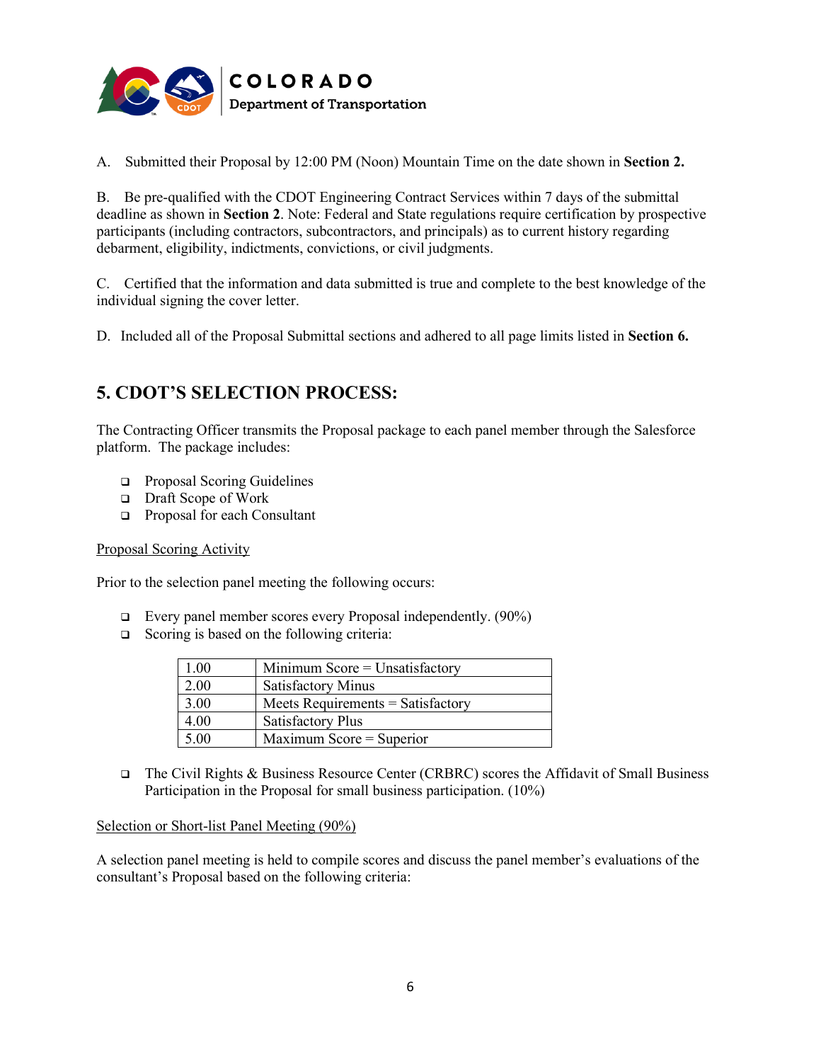A. Submitted their Proposal by 12:00 PM (Noon) Mountain Time on the date shown in **Section 2.**

B. Be pre-qualified with the CDOT Engineering Contract Services within 7 days of the submittal deadline as shown in **Section 2**. Note: Federal and State regulations require certification by prospective participants (including contractors, subcontractors, and principals) as to current history regarding debarment, eligibility, indictments, convictions, or civil judgments.

C. Certified that the information and data submitted is true and complete to the best knowledge of the individual signing the cover letter.

D. Included all of the Proposal Submittal sections and adhered to all page limits listed in **Section 6.**

## 5. CDOT'S SELECTION PROCESS:

The Contracting Officer transmits the Proposal package to each panel member through the Salesforce platform. The package includes:

- Proposal Scoring Guidelines
- Draft Scope of Work
- Proposal for each Consultant

Proposal Scoring Activity

Prior to the selection panel meeting the following occurs:

- Every panel member scores every Proposal independently. (90%)
- Scoring is based on the following criteria:

| 1.00 | Minimum Score = Unsatisfactory |
|---|---|
| 2.00 | Satisfactory Minus |
| 3.00 | Meets Requirements = Satisfactory |
| 4.00 | Satisfactory Plus |
| 5.00 | Maximum Score = Superior |

- The Civil Rights & Business Resource Center (CRBRC) scores the Affidavit of Small Business Participation in the Proposal for small business participation. (10%)

Selection or Short-list Panel Meeting (90%)

A selection panel meeting is held to compile scores and discuss the panel member's evaluations of the consultant's Proposal based on the following criteria: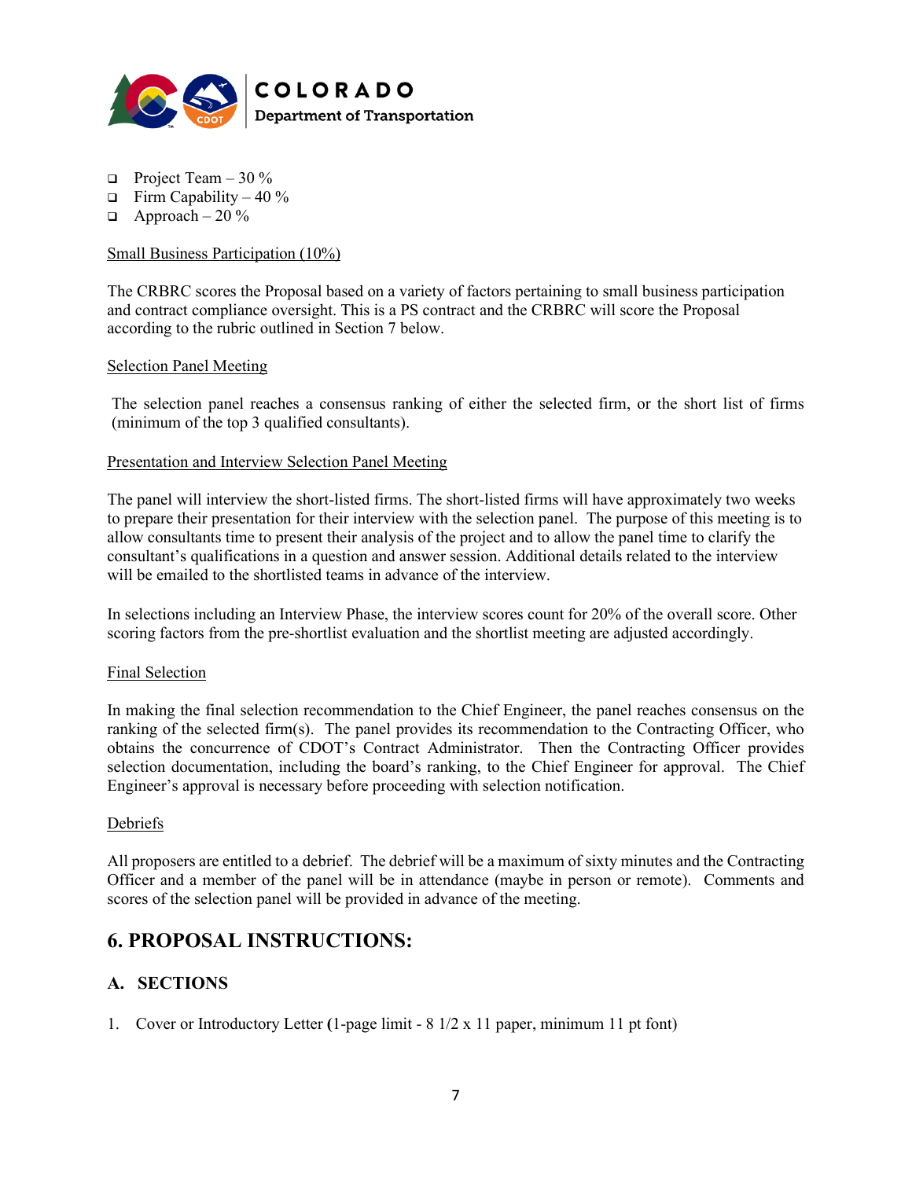- Project Team – 30 %
- Firm Capability – 40 %
- Approach – 20 %

<u>Small Business Participation (10%)</u>

The CRBRC scores the Proposal based on a variety of factors pertaining to small business participation and contract compliance oversight. This is a PS contract and the CRBRC will score the Proposal according to the rubric outlined in Section 7 below.

<u>Selection Panel Meeting</u>

The selection panel reaches a consensus ranking of either the selected firm, or the short list of firms (minimum of the top 3 qualified consultants).

<u>Presentation and Interview Selection Panel Meeting</u>

The panel will interview the short-listed firms. The short-listed firms will have approximately two weeks to prepare their presentation for their interview with the selection panel. The purpose of this meeting is to allow consultants time to present their analysis of the project and to allow the panel time to clarify the consultant's qualifications in a question and answer session. Additional details related to the interview will be emailed to the shortlisted teams in advance of the interview.

In selections including an Interview Phase, the interview scores count for 20% of the overall score. Other scoring factors from the pre-shortlist evaluation and the shortlist meeting are adjusted accordingly.

<u>Final Selection</u>

In making the final selection recommendation to the Chief Engineer, the panel reaches consensus on the ranking of the selected firm(s). The panel provides its recommendation to the Contracting Officer, who obtains the concurrence of CDOT's Contract Administrator. Then the Contracting Officer provides selection documentation, including the board's ranking, to the Chief Engineer for approval. The Chief Engineer's approval is necessary before proceeding with selection notification.

<u>Debriefs</u>

All proposers are entitled to a debrief. The debrief will be a maximum of sixty minutes and the Contracting Officer and a member of the panel will be in attendance (maybe in person or remote). Comments and scores of the selection panel will be provided in advance of the meeting.

## 6. PROPOSAL INSTRUCTIONS:

### A. SECTIONS

1. Cover or Introductory Letter **(**1-page limit - 8 1/2 x 11 paper, minimum 11 pt font)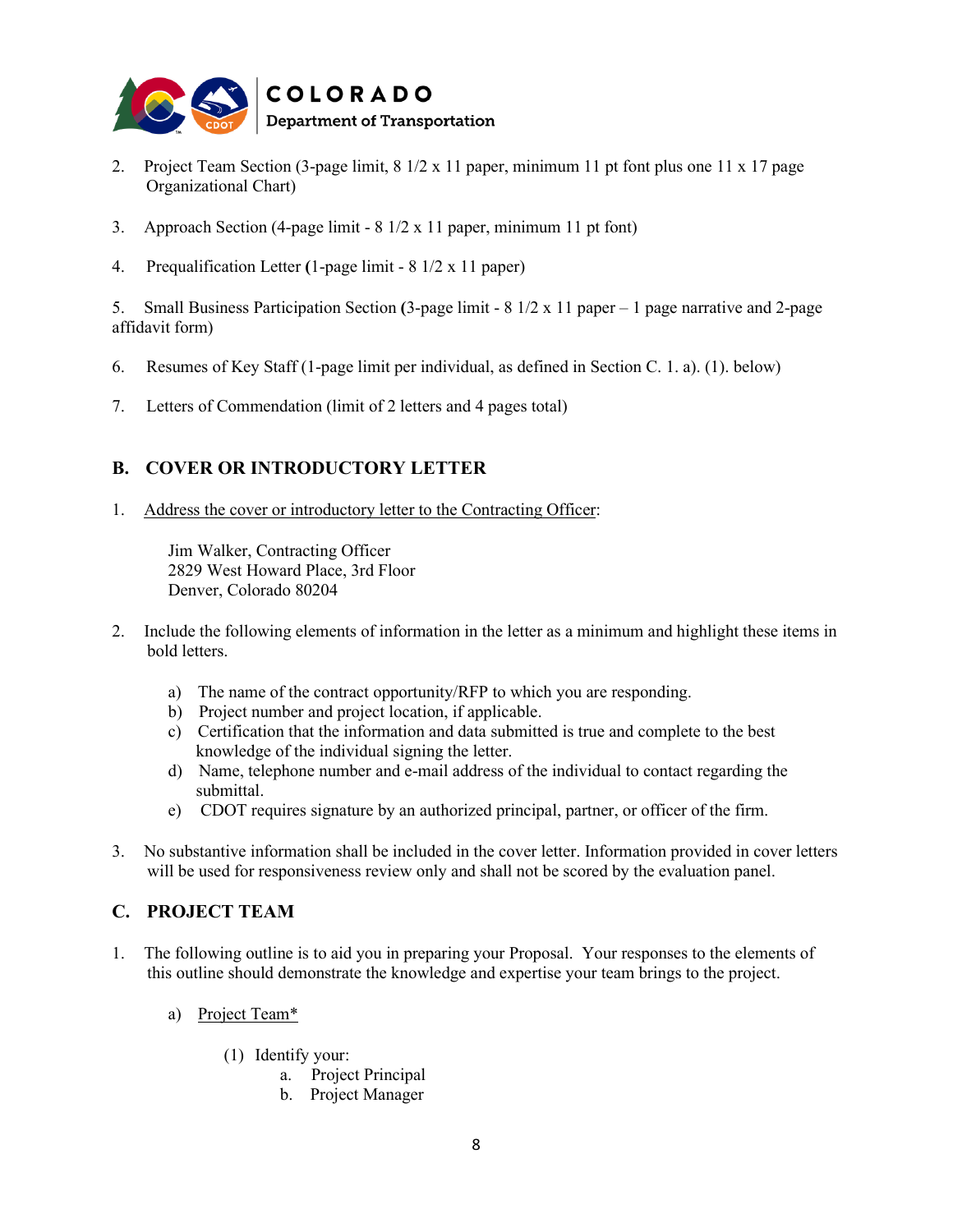2. Project Team Section (3-page limit, 8 1/2 x 11 paper, minimum 11 pt font plus one 11 x 17 page Organizational Chart)

3. Approach Section (4-page limit - 8 1/2 x 11 paper, minimum 11 pt font)

4. Prequalification Letter (1-page limit - 8 1/2 x 11 paper)

5. Small Business Participation Section (3-page limit - 8 1/2 x 11 paper – 1 page narrative and 2-page affidavit form)

6. Resumes of Key Staff (1-page limit per individual, as defined in Section C. 1. a). (1). below)

7. Letters of Commendation (limit of 2 letters and 4 pages total)

## B. COVER OR INTRODUCTORY LETTER

1. Address the cover or introductory letter to the Contracting Officer:

   Jim Walker, Contracting Officer
   2829 West Howard Place, 3rd Floor
   Denver, Colorado 80204

2. Include the following elements of information in the letter as a minimum and highlight these items in bold letters.

   a) The name of the contract opportunity/RFP to which you are responding.
   b) Project number and project location, if applicable.
   c) Certification that the information and data submitted is true and complete to the best knowledge of the individual signing the letter.
   d) Name, telephone number and e-mail address of the individual to contact regarding the submittal.
   e) CDOT requires signature by an authorized principal, partner, or officer of the firm.

3. No substantive information shall be included in the cover letter. Information provided in cover letters will be used for responsiveness review only and shall not be scored by the evaluation panel.

## C. PROJECT TEAM

1. The following outline is to aid you in preparing your Proposal. Your responses to the elements of this outline should demonstrate the knowledge and expertise your team brings to the project.

   a) Project Team*

      (1) Identify your:
         a. Project Principal
         b. Project Manager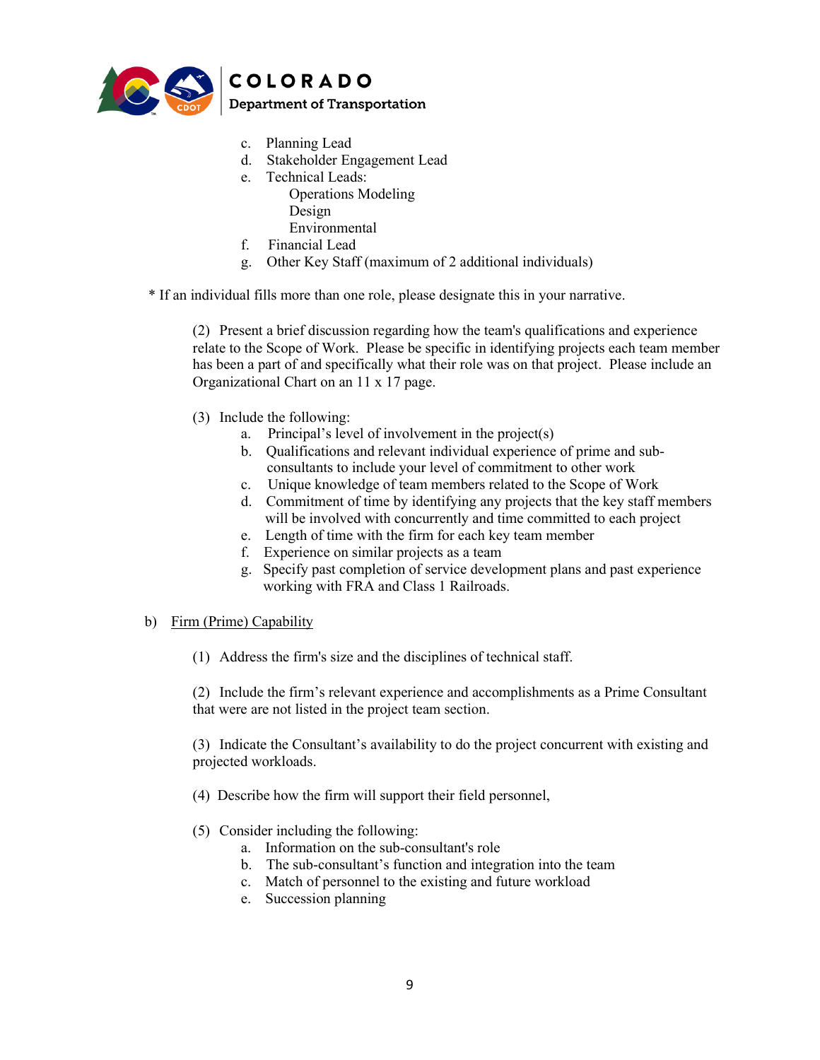c. Planning Lead
d. Stakeholder Engagement Lead
e. Technical Leads:
    Operations Modeling
    Design
    Environmental
f. Financial Lead
g. Other Key Staff (maximum of 2 additional individuals)

\* If an individual fills more than one role, please designate this in your narrative.

(2) Present a brief discussion regarding how the team's qualifications and experience relate to the Scope of Work. Please be specific in identifying projects each team member has been a part of and specifically what their role was on that project. Please include an Organizational Chart on an 11 x 17 page.

(3) Include the following:

a. Principal's level of involvement in the project(s)
b. Qualifications and relevant individual experience of prime and sub-consultants to include your level of commitment to other work
c. Unique knowledge of team members related to the Scope of Work
d. Commitment of time by identifying any projects that the key staff members will be involved with concurrently and time committed to each project
e. Length of time with the firm for each key team member
f. Experience on similar projects as a team
g. Specify past completion of service development plans and past experience working with FRA and Class 1 Railroads.

b) <u>Firm (Prime) Capability</u>

(1) Address the firm's size and the disciplines of technical staff.

(2) Include the firm's relevant experience and accomplishments as a Prime Consultant that were are not listed in the project team section.

(3) Indicate the Consultant's availability to do the project concurrent with existing and projected workloads.

(4) Describe how the firm will support their field personnel,

(5) Consider including the following:

a. Information on the sub-consultant's role
b. The sub-consultant's function and integration into the team
c. Match of personnel to the existing and future workload
e. Succession planning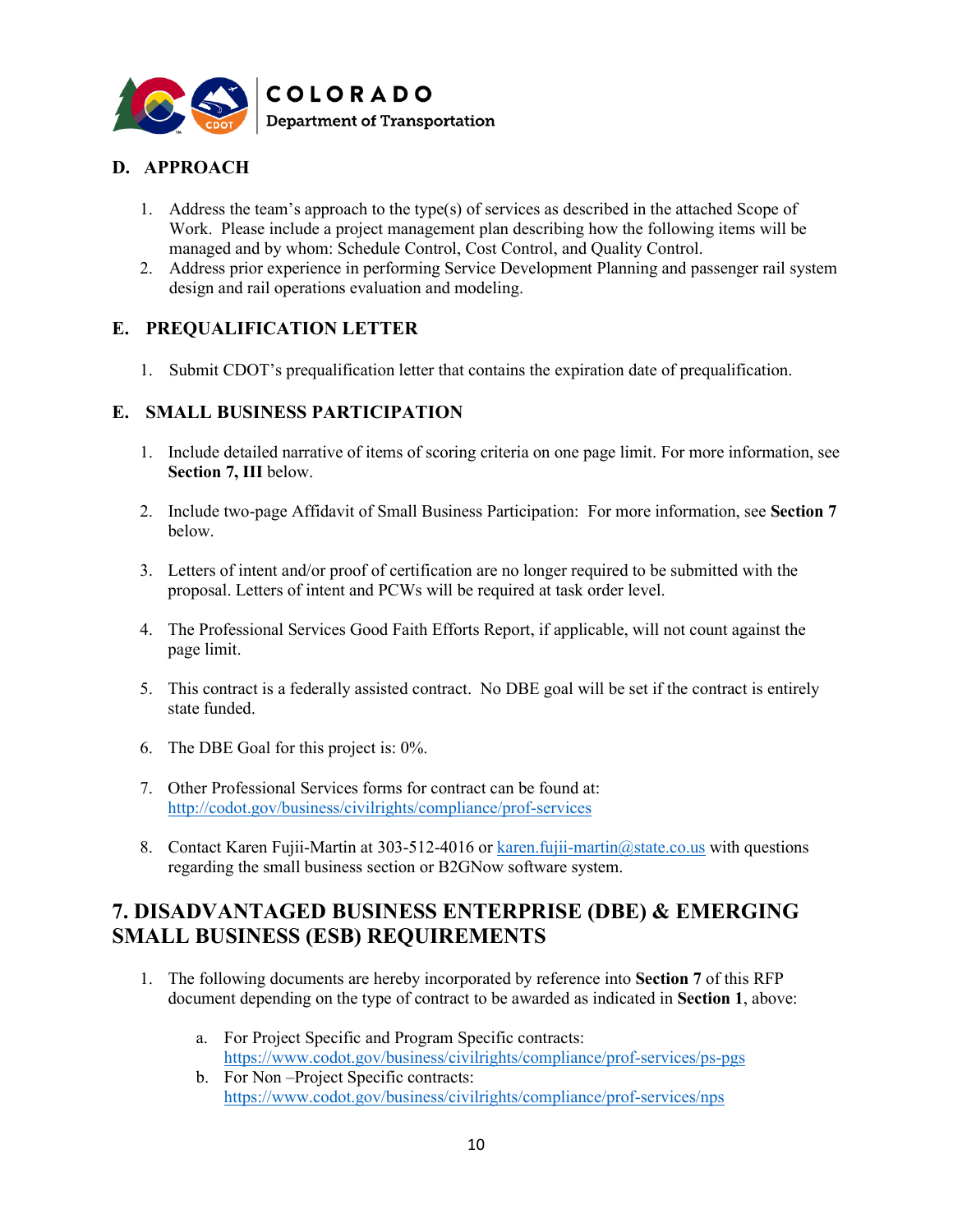## D. APPROACH

1. Address the team's approach to the type(s) of services as described in the attached Scope of Work. Please include a project management plan describing how the following items will be managed and by whom: Schedule Control, Cost Control, and Quality Control.
2. Address prior experience in performing Service Development Planning and passenger rail system design and rail operations evaluation and modeling.

## E. PREQUALIFICATION LETTER

1. Submit CDOT's prequalification letter that contains the expiration date of prequalification.

## E. SMALL BUSINESS PARTICIPATION

1. Include detailed narrative of items of scoring criteria on one page limit. For more information, see **Section 7, III** below.

2. Include two-page Affidavit of Small Business Participation: For more information, see **Section 7** below.

3. Letters of intent and/or proof of certification are no longer required to be submitted with the proposal. Letters of intent and PCWs will be required at task order level.

4. The Professional Services Good Faith Efforts Report, if applicable, will not count against the page limit.

5. This contract is a federally assisted contract. No DBE goal will be set if the contract is entirely state funded.

6. The DBE Goal for this project is: 0%.

7. Other Professional Services forms for contract can be found at: http://codot.gov/business/civilrights/compliance/prof-services

8. Contact Karen Fujii-Martin at 303-512-4016 or karen.fujii-martin@state.co.us with questions regarding the small business section or B2GNow software system.

# 7. DISADVANTAGED BUSINESS ENTERPRISE (DBE) & EMERGING SMALL BUSINESS (ESB) REQUIREMENTS

1. The following documents are hereby incorporated by reference into **Section 7** of this RFP document depending on the type of contract to be awarded as indicated in **Section 1**, above:

   a. For Project Specific and Program Specific contracts: https://www.codot.gov/business/civilrights/compliance/prof-services/ps-pgs
   b. For Non –Project Specific contracts: https://www.codot.gov/business/civilrights/compliance/prof-services/nps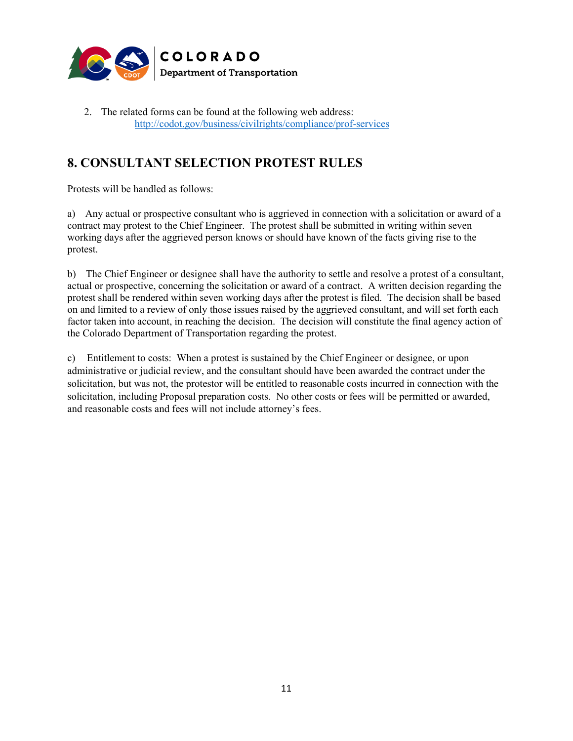2. The related forms can be found at the following web address: http://codot.gov/business/civilrights/compliance/prof-services

## 8. CONSULTANT SELECTION PROTEST RULES

Protests will be handled as follows:

a) Any actual or prospective consultant who is aggrieved in connection with a solicitation or award of a contract may protest to the Chief Engineer. The protest shall be submitted in writing within seven working days after the aggrieved person knows or should have known of the facts giving rise to the protest.

b) The Chief Engineer or designee shall have the authority to settle and resolve a protest of a consultant, actual or prospective, concerning the solicitation or award of a contract. A written decision regarding the protest shall be rendered within seven working days after the protest is filed. The decision shall be based on and limited to a review of only those issues raised by the aggrieved consultant, and will set forth each factor taken into account, in reaching the decision. The decision will constitute the final agency action of the Colorado Department of Transportation regarding the protest.

c) Entitlement to costs: When a protest is sustained by the Chief Engineer or designee, or upon administrative or judicial review, and the consultant should have been awarded the contract under the solicitation, but was not, the protestor will be entitled to reasonable costs incurred in connection with the solicitation, including Proposal preparation costs. No other costs or fees will be permitted or awarded, and reasonable costs and fees will not include attorney's fees.